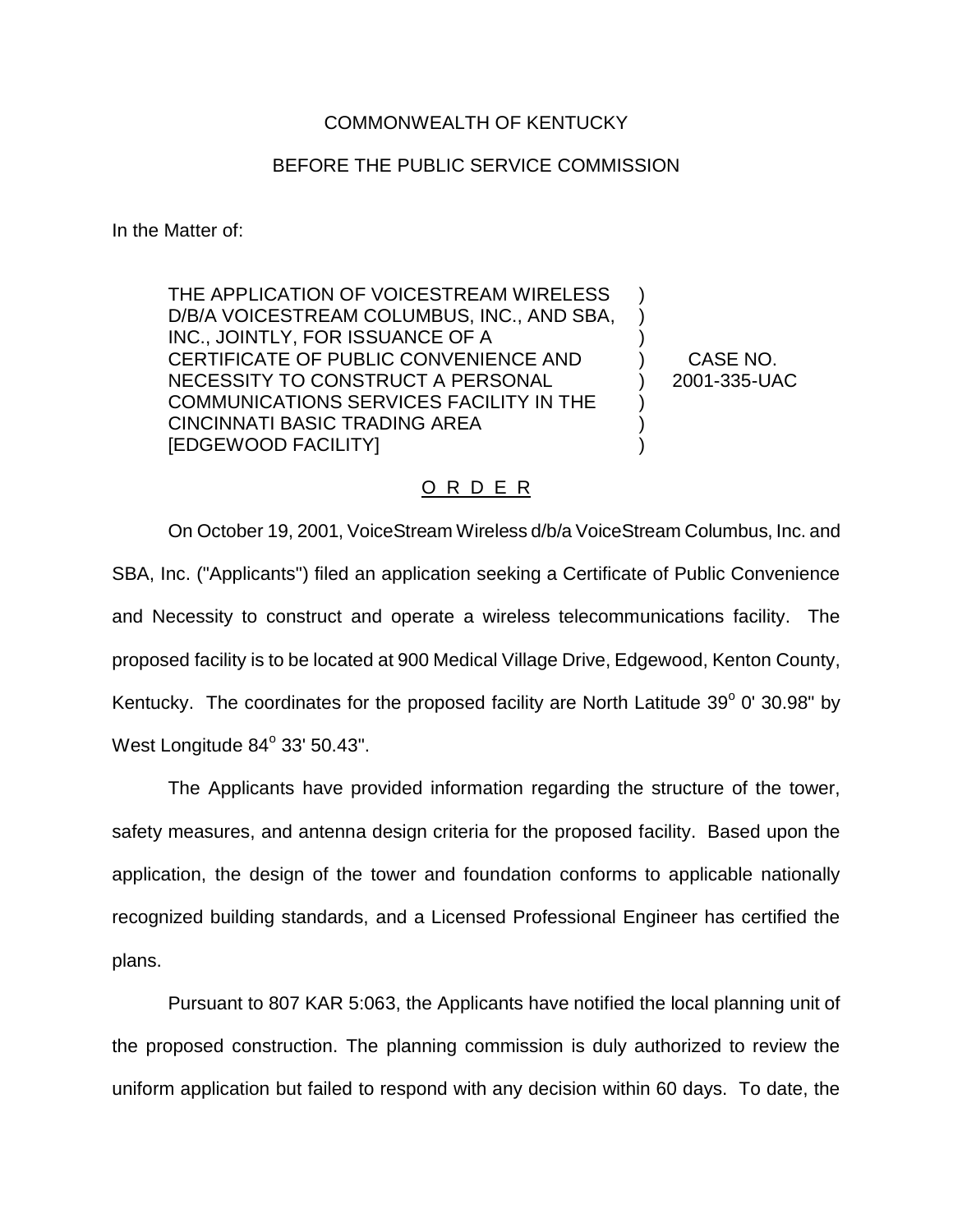COMMONWEALTH OF KENTUCKY

BEFORE THE PUBLIC SERVICE COMMISSION

In the Matter of:

THE APPLICATION OF VOICESTREAM WIRELESS D/B/A VOICESTREAM COLUMBUS, INC., AND SBA, INC., JOINTLY, FOR ISSUANCE OF A CERTIFICATE OF PUBLIC CONVENIENCE AND NECESSITY TO CONSTRUCT A PERSONAL COMMUNICATIONS SERVICES FACILITY IN THE CINCINNATI BASIC TRADING AREA [EDGEWOOD FACILITY]

CASE NO. 2001-335-UAC

## O R D E R

On October 19, 2001, VoiceStream Wireless d/b/a VoiceStream Columbus, Inc. and SBA, Inc. ("Applicants") filed an application seeking a Certificate of Public Convenience and Necessity to construct and operate a wireless telecommunications facility. The proposed facility is to be located at 900 Medical Village Drive, Edgewood, Kenton County, Kentucky. The coordinates for the proposed facility are North Latitude 39° 0' 30.98" by West Longitude 84° 33' 50.43".

The Applicants have provided information regarding the structure of the tower, safety measures, and antenna design criteria for the proposed facility. Based upon the application, the design of the tower and foundation conforms to applicable nationally recognized building standards, and a Licensed Professional Engineer has certified the plans.

Pursuant to 807 KAR 5:063, the Applicants have notified the local planning unit of the proposed construction. The planning commission is duly authorized to review the uniform application but failed to respond with any decision within 60 days. To date, the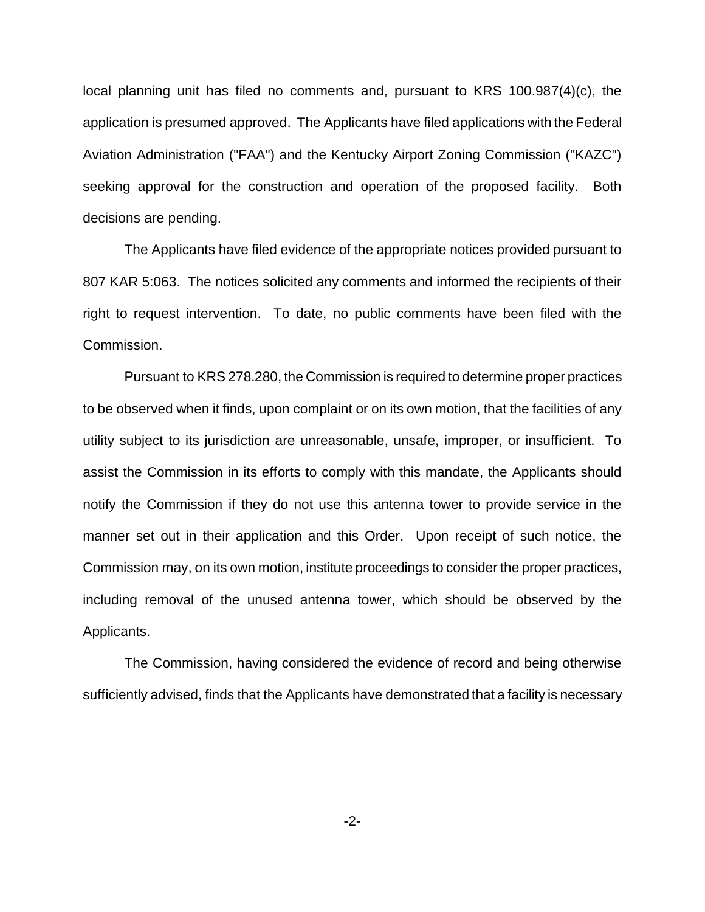local planning unit has filed no comments and, pursuant to KRS 100.987(4)(c), the application is presumed approved. The Applicants have filed applications with the Federal Aviation Administration ("FAA") and the Kentucky Airport Zoning Commission ("KAZC") seeking approval for the construction and operation of the proposed facility. Both decisions are pending.

The Applicants have filed evidence of the appropriate notices provided pursuant to 807 KAR 5:063. The notices solicited any comments and informed the recipients of their right to request intervention. To date, no public comments have been filed with the Commission.

Pursuant to KRS 278.280, the Commission is required to determine proper practices to be observed when it finds, upon complaint or on its own motion, that the facilities of any utility subject to its jurisdiction are unreasonable, unsafe, improper, or insufficient. To assist the Commission in its efforts to comply with this mandate, the Applicants should notify the Commission if they do not use this antenna tower to provide service in the manner set out in their application and this Order. Upon receipt of such notice, the Commission may, on its own motion, institute proceedings to consider the proper practices, including removal of the unused antenna tower, which should be observed by the Applicants.

The Commission, having considered the evidence of record and being otherwise sufficiently advised, finds that the Applicants have demonstrated that a facility is necessary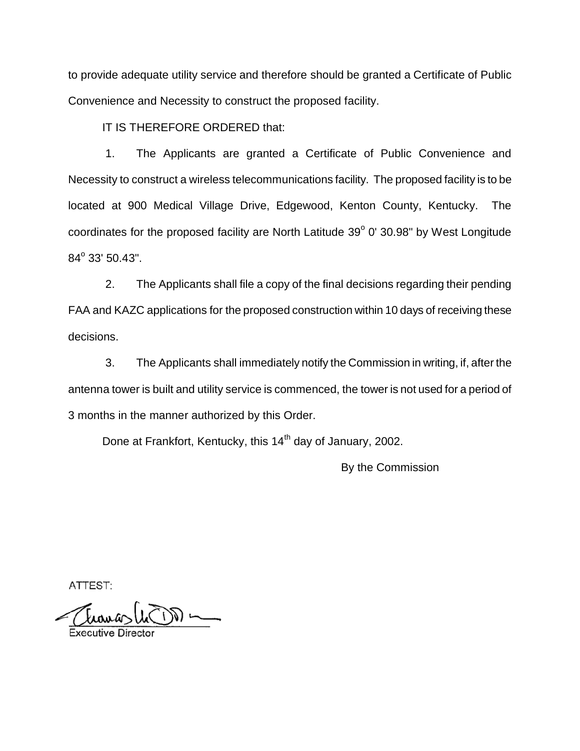to provide adequate utility service and therefore should be granted a Certificate of Public Convenience and Necessity to construct the proposed facility.

IT IS THEREFORE ORDERED that:

1. The Applicants are granted a Certificate of Public Convenience and Necessity to construct a wireless telecommunications facility. The proposed facility is to be located at 900 Medical Village Drive, Edgewood, Kenton County, Kentucky. The coordinates for the proposed facility are North Latitude 39° 0' 30.98" by West Longitude 84° 33' 50.43".

2. The Applicants shall file a copy of the final decisions regarding their pending FAA and KAZC applications for the proposed construction within 10 days of receiving these decisions.

3. The Applicants shall immediately notify the Commission in writing, if, after the antenna tower is built and utility service is commenced, the tower is not used for a period of 3 months in the manner authorized by this Order.

Done at Frankfort, Kentucky, this 14th day of January, 2002.

By the Commission

ATTEST:

Executive Director